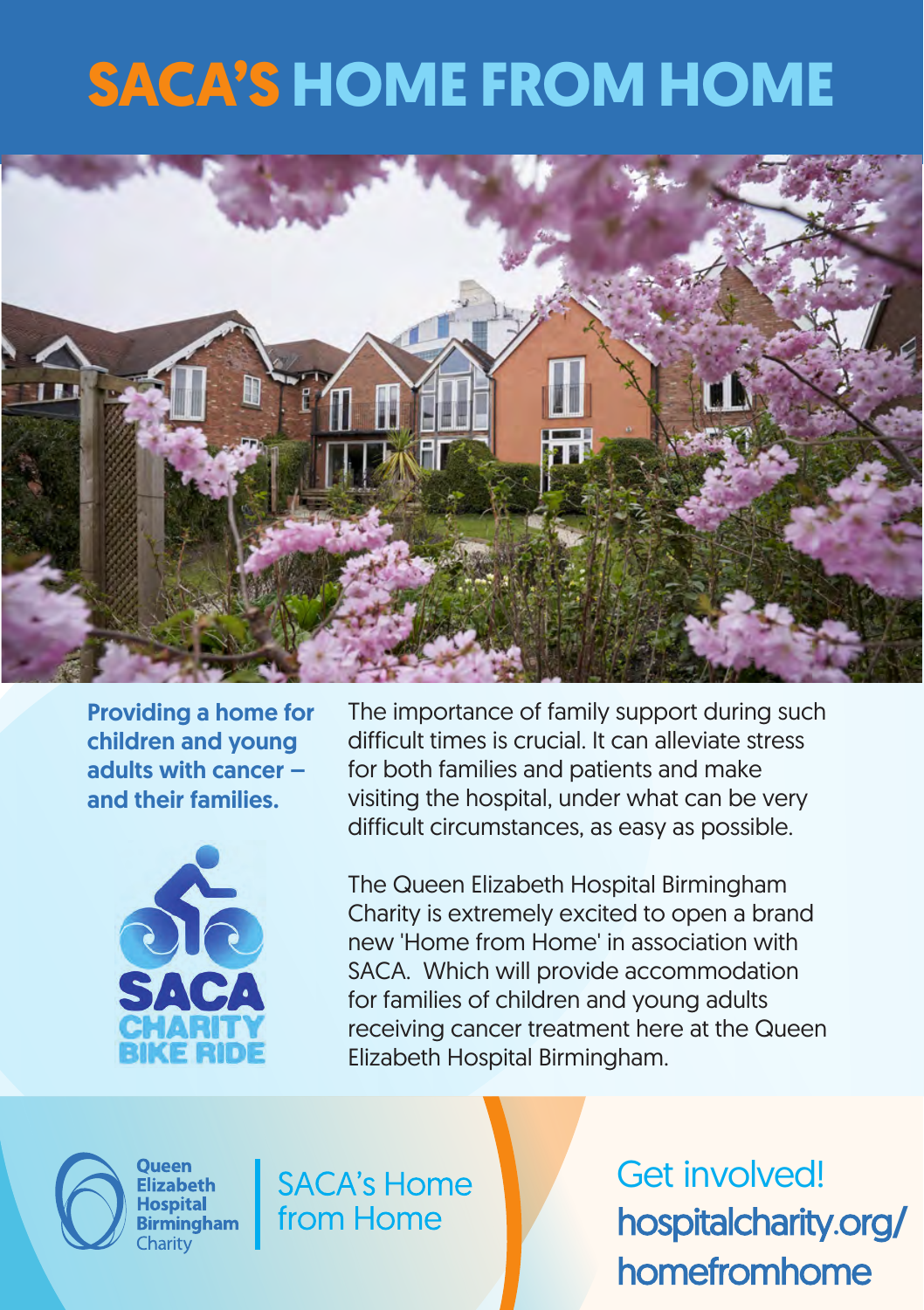# SACA'S HOME FROM HOME

**Providing a home for children and young adults with cancer – and their families.**

SACA CHARITY BIKE RIDE

The importance of family support during such difficult times is crucial. It can alleviate stress for both families and patients and make visiting the hospital, under what can be very difficult circumstances, as easy as possible.

The Queen Elizabeth Hospital Birmingham Charity is extremely excited to open a brand new 'Home from Home' in association with SACA. Which will provide accommodation for families of children and young adults receiving cancer treatment here at the Queen Elizabeth Hospital Birmingham.

Queen Elizabeth Hospital Birmingham Charity | SACA's Home from Home

Get involved!
hospitalcharity.org/homefromhome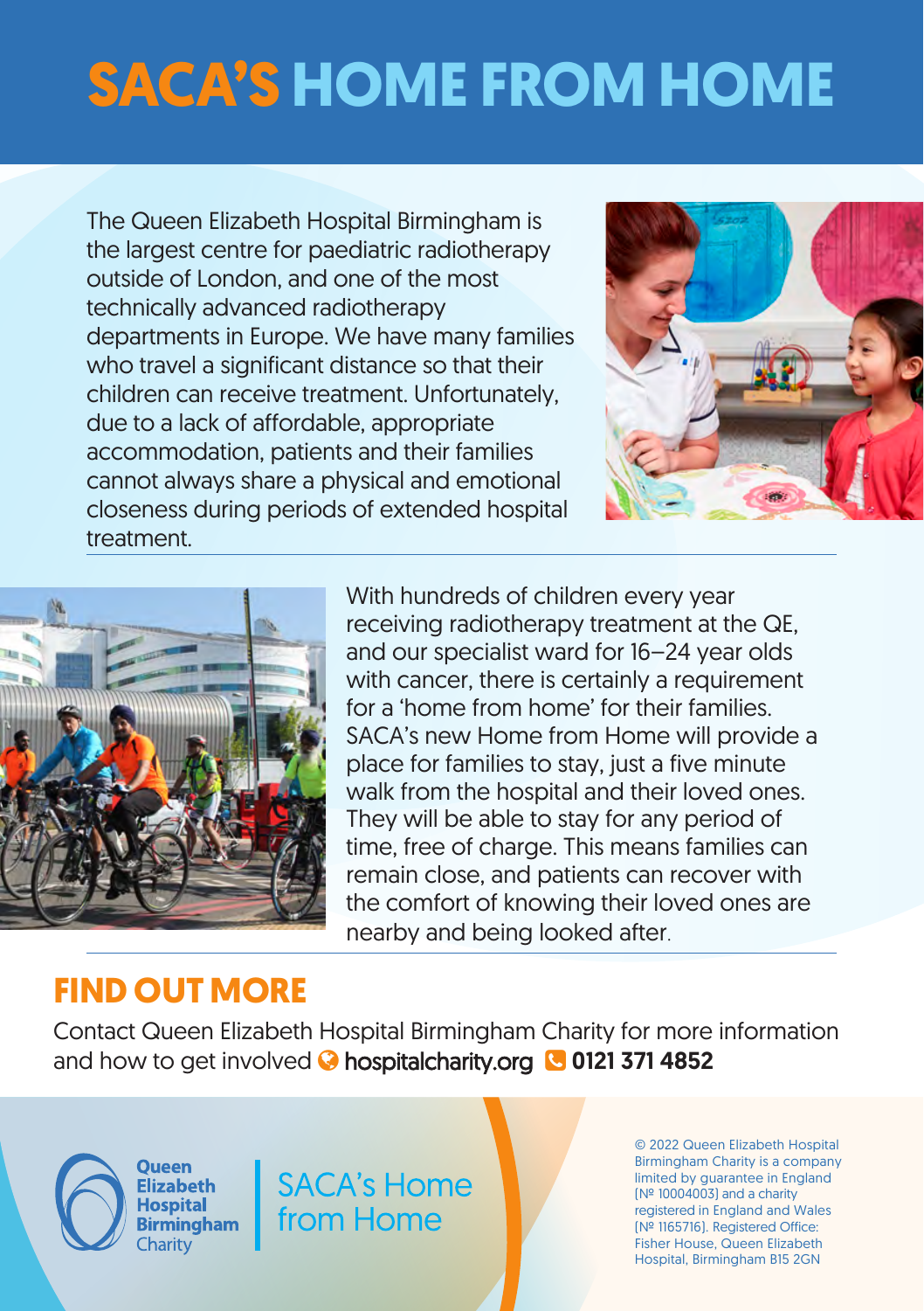# SACA'S HOME FROM HOME

The Queen Elizabeth Hospital Birmingham is the largest centre for paediatric radiotherapy outside of London, and one of the most technically advanced radiotherapy departments in Europe. We have many families who travel a significant distance so that their children can receive treatment. Unfortunately, due to a lack of affordable, appropriate accommodation, patients and their families cannot always share a physical and emotional closeness during periods of extended hospital treatment.

With hundreds of children every year receiving radiotherapy treatment at the QE, and our specialist ward for 16–24 year olds with cancer, there is certainly a requirement for a 'home from home' for their families. SACA's new Home from Home will provide a place for families to stay, just a five minute walk from the hospital and their loved ones. They will be able to stay for any period of time, free of charge. This means families can remain close, and patients can recover with the comfort of knowing their loved ones are nearby and being looked after.

## FIND OUT MORE

Contact Queen Elizabeth Hospital Birmingham Charity for more information and how to get involved **hospitalcharity.org** **0121 371 4852**

Queen Elizabeth Hospital Birmingham Charity

SACA's Home from Home

© 2022 Queen Elizabeth Hospital Birmingham Charity is a company limited by guarantee in England (Nº 10004003) and a charity registered in England and Wales (Nº 1165716). Registered Office: Fisher House, Queen Elizabeth Hospital, Birmingham B15 2GN